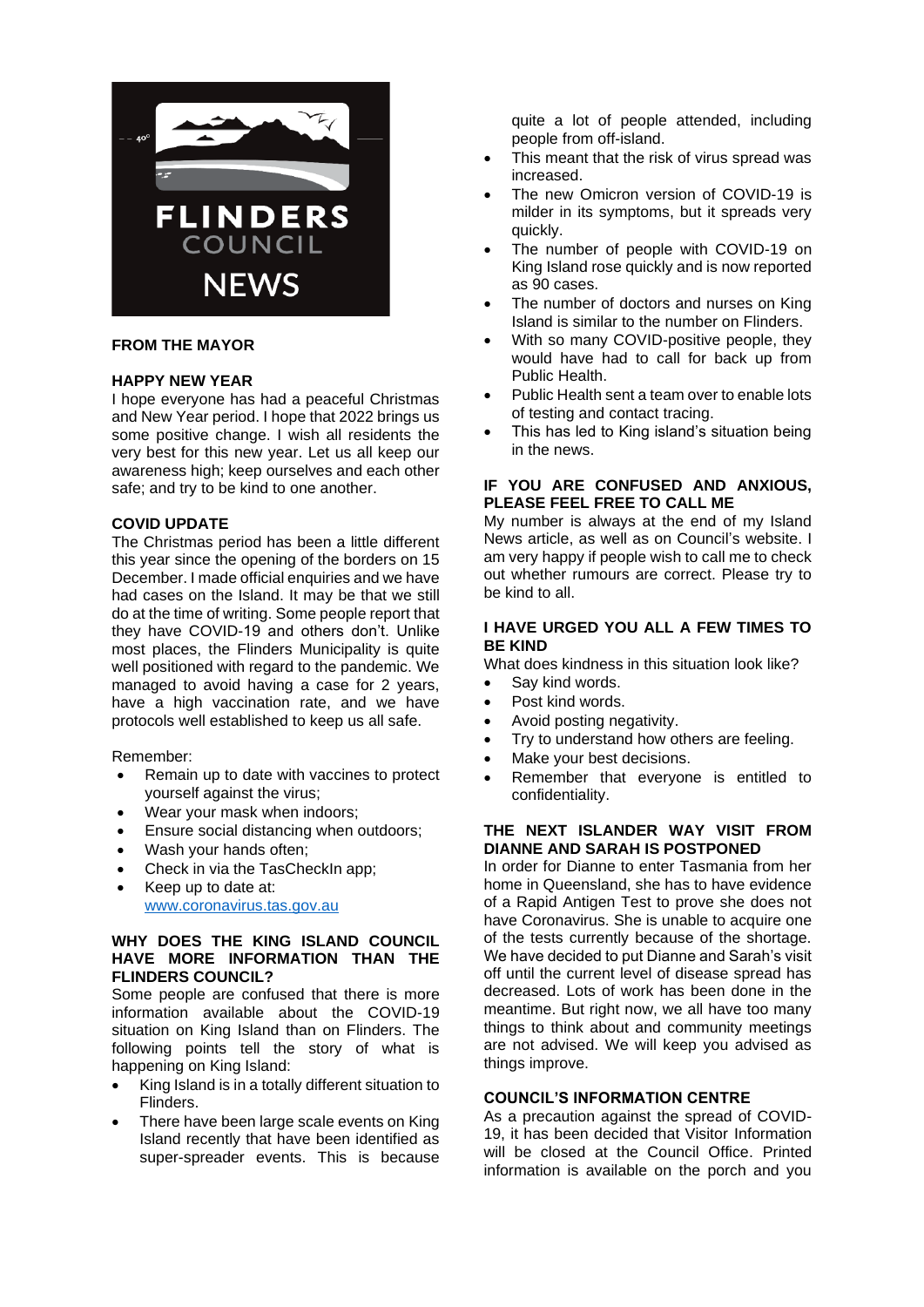FLINDERS COUNCIL NEWS

## FROM THE MAYOR

### HAPPY NEW YEAR

I hope everyone has had a peaceful Christmas and New Year period. I hope that 2022 brings us some positive change. I wish all residents the very best for this new year. Let us all keep our awareness high; keep ourselves and each other safe; and try to be kind to one another.

### COVID UPDATE

The Christmas period has been a little different this year since the opening of the borders on 15 December. I made official enquiries and we have had cases on the Island. It may be that we still do at the time of writing. Some people report that they have COVID-19 and others don't. Unlike most places, the Flinders Municipality is quite well positioned with regard to the pandemic. We managed to avoid having a case for 2 years, have a high vaccination rate, and we have protocols well established to keep us all safe.

Remember:

- Remain up to date with vaccines to protect yourself against the virus;
- Wear your mask when indoors;
- Ensure social distancing when outdoors;
- Wash your hands often;
- Check in via the TasCheckIn app;
- Keep up to date at: www.coronavirus.tas.gov.au

### WHY DOES THE KING ISLAND COUNCIL HAVE MORE INFORMATION THAN THE FLINDERS COUNCIL?

Some people are confused that there is more information available about the COVID-19 situation on King Island than on Flinders. The following points tell the story of what is happening on King Island:

- King Island is in a totally different situation to Flinders.
- There have been large scale events on King Island recently that have been identified as super-spreader events. This is because quite a lot of people attended, including people from off-island.
- This meant that the risk of virus spread was increased.
- The new Omicron version of COVID-19 is milder in its symptoms, but it spreads very quickly.
- The number of people with COVID-19 on King Island rose quickly and is now reported as 90 cases.
- The number of doctors and nurses on King Island is similar to the number on Flinders.
- With so many COVID-positive people, they would have had to call for back up from Public Health.
- Public Health sent a team over to enable lots of testing and contact tracing.
- This has led to King island's situation being in the news.

### IF YOU ARE CONFUSED AND ANXIOUS, PLEASE FEEL FREE TO CALL ME

My number is always at the end of my Island News article, as well as on Council's website. I am very happy if people wish to call me to check out whether rumours are correct. Please try to be kind to all.

### I HAVE URGED YOU ALL A FEW TIMES TO BE KIND

What does kindness in this situation look like?

- Say kind words.
- Post kind words.
- Avoid posting negativity.
- Try to understand how others are feeling.
- Make your best decisions.
- Remember that everyone is entitled to confidentiality.

### THE NEXT ISLANDER WAY VISIT FROM DIANNE AND SARAH IS POSTPONED

In order for Dianne to enter Tasmania from her home in Queensland, she has to have evidence of a Rapid Antigen Test to prove she does not have Coronavirus. She is unable to acquire one of the tests currently because of the shortage. We have decided to put Dianne and Sarah's visit off until the current level of disease spread has decreased. Lots of work has been done in the meantime. But right now, we all have too many things to think about and community meetings are not advised. We will keep you advised as things improve.

### COUNCIL'S INFORMATION CENTRE

As a precaution against the spread of COVID-19, it has been decided that Visitor Information will be closed at the Council Office. Printed information is available on the porch and you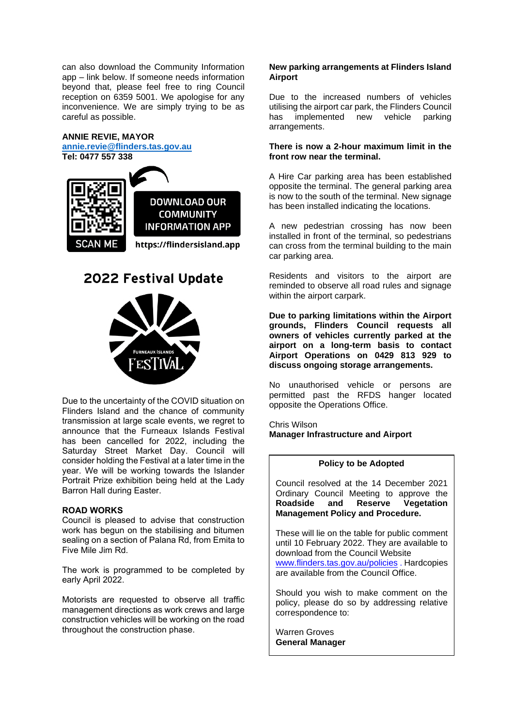can also download the Community Information app – link below. If someone needs information beyond that, please feel free to ring Council reception on 6359 5001. We apologise for any inconvenience. We are simply trying to be as careful as possible.

**ANNIE REVIE, MAYOR**
**annie.revie@flinders.tas.gov.au**
**Tel: 0477 557 338**

SCAN ME

DOWNLOAD OUR COMMUNITY INFORMATION APP

https://flindersisland.app

## 2022 Festival Update

Due to the uncertainty of the COVID situation on Flinders Island and the chance of community transmission at large scale events, we regret to announce that the Furneaux Islands Festival has been cancelled for 2022, including the Saturday Street Market Day. Council will consider holding the Festival at a later time in the year. We will be working towards the Islander Portrait Prize exhibition being held at the Lady Barron Hall during Easter.

**ROAD WORKS**

Council is pleased to advise that construction work has begun on the stabilising and bitumen sealing on a section of Palana Rd, from Emita to Five Mile Jim Rd.

The work is programmed to be completed by early April 2022.

Motorists are requested to observe all traffic management directions as work crews and large construction vehicles will be working on the road throughout the construction phase.

**New parking arrangements at Flinders Island Airport**

Due to the increased numbers of vehicles utilising the airport car park, the Flinders Council has implemented new vehicle parking arrangements.

**There is now a 2-hour maximum limit in the front row near the terminal.**

A Hire Car parking area has been established opposite the terminal. The general parking area is now to the south of the terminal. New signage has been installed indicating the locations.

A new pedestrian crossing has now been installed in front of the terminal, so pedestrians can cross from the terminal building to the main car parking area.

Residents and visitors to the airport are reminded to observe all road rules and signage within the airport carpark.

**Due to parking limitations within the Airport grounds, Flinders Council requests all owners of vehicles currently parked at the airport on a long-term basis to contact Airport Operations on 0429 813 929 to discuss ongoing storage arrangements.**

No unauthorised vehicle or persons are permitted past the RFDS hanger located opposite the Operations Office.

Chris Wilson
**Manager Infrastructure and Airport**

**Policy to be Adopted**

Council resolved at the 14 December 2021 Ordinary Council Meeting to approve the **Roadside and Reserve Vegetation Management Policy and Procedure.**

These will lie on the table for public comment until 10 February 2022. They are available to download from the Council Website www.flinders.tas.gov.au/policies . Hardcopies are available from the Council Office.

Should you wish to make comment on the policy, please do so by addressing relative correspondence to:

Warren Groves
**General Manager**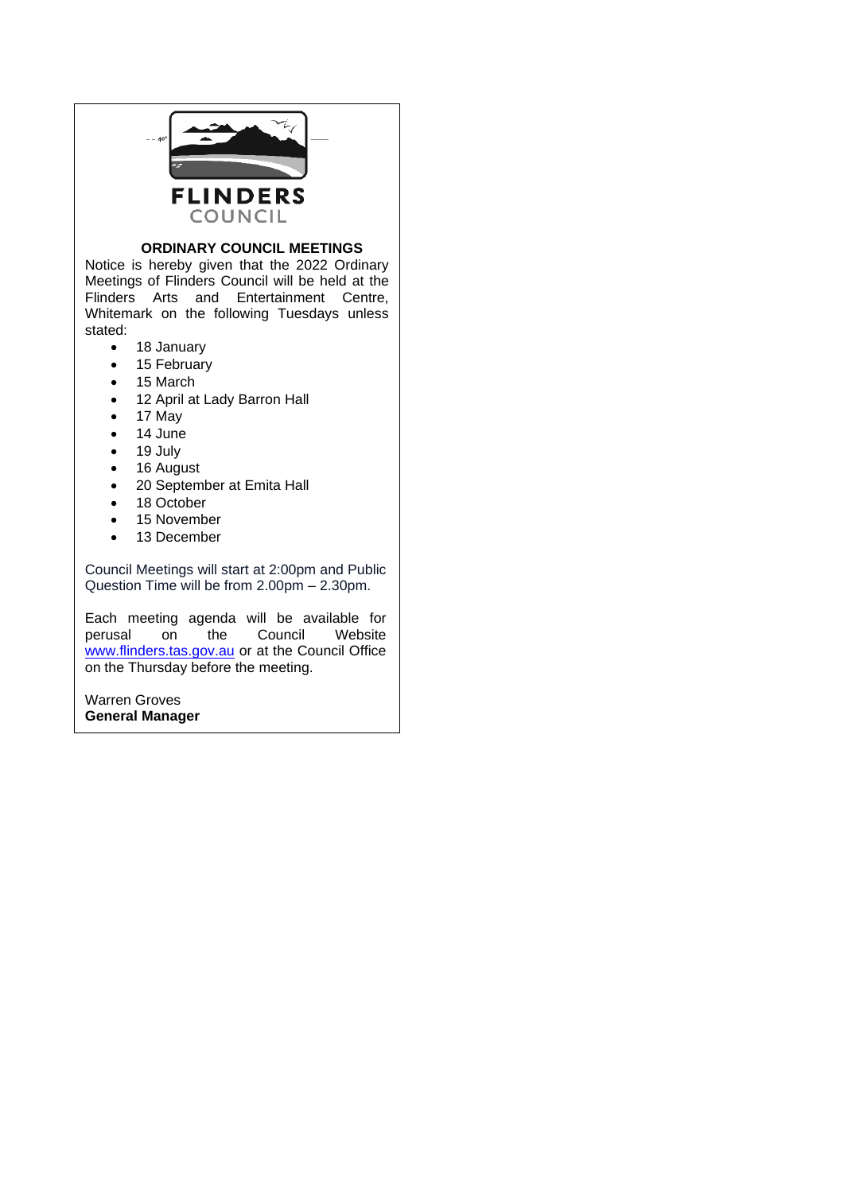FLINDERS
COUNCIL

**ORDINARY COUNCIL MEETINGS**

Notice is hereby given that the 2022 Ordinary Meetings of Flinders Council will be held at the Flinders Arts and Entertainment Centre, Whitemark on the following Tuesdays unless stated:

- 18 January
- 15 February
- 15 March
- 12 April at Lady Barron Hall
- 17 May
- 14 June
- 19 July
- 16 August
- 20 September at Emita Hall
- 18 October
- 15 November
- 13 December

Council Meetings will start at 2:00pm and Public Question Time will be from 2.00pm – 2.30pm.

Each meeting agenda will be available for perusal on the Council Website www.flinders.tas.gov.au or at the Council Office on the Thursday before the meeting.

Warren Groves
**General Manager**